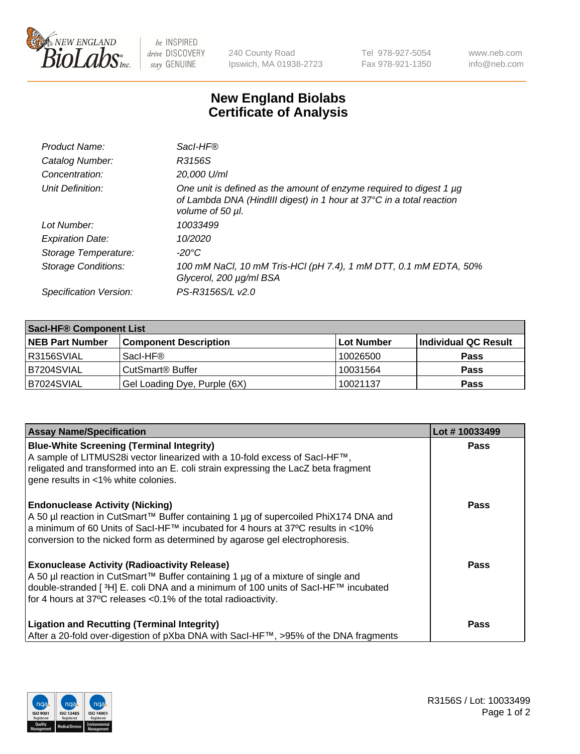240 County Road
Ipswich, MA 01938-2723

Tel 978-927-5054
Fax 978-921-1350

www.neb.com
info@neb.com

# New England Biolabs
# Certificate of Analysis

| | |
|---|---|
| *Product Name:* | *SacI-HF®* |
| *Catalog Number:* | *R3156S* |
| *Concentration:* | *20,000 U/ml* |
| *Unit Definition:* | *One unit is defined as the amount of enzyme required to digest 1 µg of Lambda DNA (HindIII digest) in 1 hour at 37°C in a total reaction volume of 50 µl.* |
| *Lot Number:* | *10033499* |
| *Expiration Date:* | *10/2020* |
| *Storage Temperature:* | *-20°C* |
| *Storage Conditions:* | *100 mM NaCl, 10 mM Tris-HCl (pH 7.4), 1 mM DTT, 0.1 mM EDTA, 50% Glycerol, 200 µg/ml BSA* |
| *Specification Version:* | *PS-R3156S/L v2.0* |

| SacI-HF® Component List | | | |
|---|---|---|---|
| **NEB Part Number** | **Component Description** | **Lot Number** | **Individual QC Result** |
| R3156SVIAL | SacI-HF® | 10026500 | **Pass** |
| B7204SVIAL | CutSmart® Buffer | 10031564 | **Pass** |
| B7024SVIAL | Gel Loading Dye, Purple (6X) | 10021137 | **Pass** |

| Assay Name/Specification | Lot # 10033499 |
|---|---|
| **Blue-White Screening (Terminal Integrity)** A sample of LITMUS28i vector linearized with a 10-fold excess of SacI-HF™, religated and transformed into an E. coli strain expressing the LacZ beta fragment gene results in <1% white colonies. | **Pass** |
| **Endonuclease Activity (Nicking)** A 50 µl reaction in CutSmart™ Buffer containing 1 µg of supercoiled PhiX174 DNA and a minimum of 60 Units of SacI-HF™ incubated for 4 hours at 37ºC results in <10% conversion to the nicked form as determined by agarose gel electrophoresis. | **Pass** |
| **Exonuclease Activity (Radioactivity Release)** A 50 µl reaction in CutSmart™ Buffer containing 1 µg of a mixture of single and double-stranded [ $^3$H] E. coli DNA and a minimum of 100 units of SacI-HF™ incubated for 4 hours at 37ºC releases <0.1% of the total radioactivity. | **Pass** |
| **Ligation and Recutting (Terminal Integrity)** After a 20-fold over-digestion of pXba DNA with SacI-HF™, >95% of the DNA fragments | **Pass** |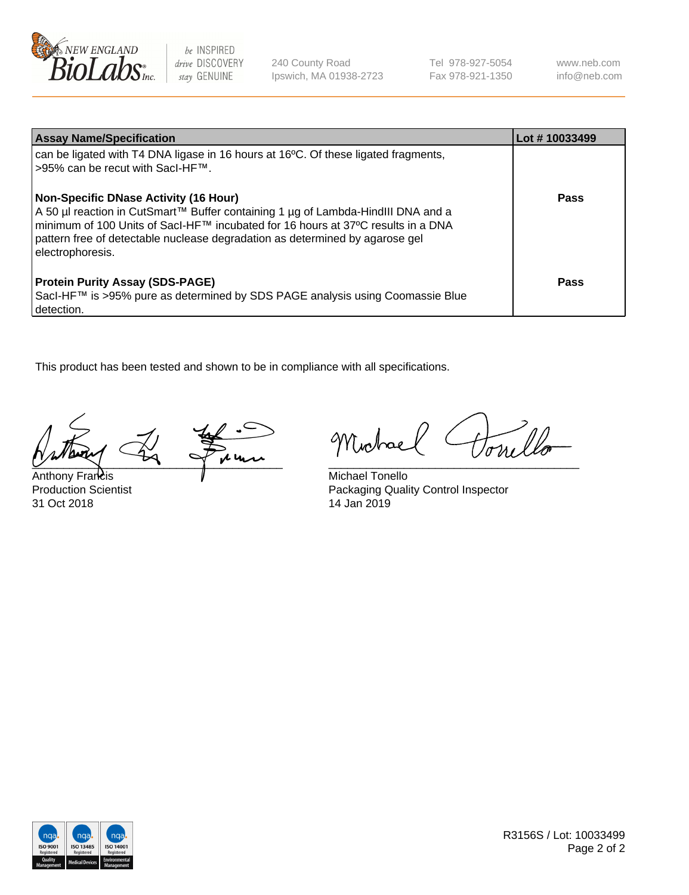| Assay Name/Specification | Lot # 10033499 |
| --- | --- |
| can be ligated with T4 DNA ligase in 16 hours at 16ºC. Of these ligated fragments, >95% can be recut with SacI-HF™. | |
| **Non-Specific DNase Activity (16 Hour)**<br>A 50 µl reaction in CutSmart™ Buffer containing 1 µg of Lambda-HindIII DNA and a minimum of 100 Units of SacI-HF™ incubated for 16 hours at 37ºC results in a DNA pattern free of detectable nuclease degradation as determined by agarose gel electrophoresis. | **Pass** |
| **Protein Purity Assay (SDS-PAGE)**<br>SacI-HF™ is >95% pure as determined by SDS PAGE analysis using Coomassie Blue detection. | **Pass** |

This product has been tested and shown to be in compliance with all specifications.

Anthony Francis
Production Scientist
31 Oct 2018

Michael Tonello
Packaging Quality Control Inspector
14 Jan 2019

R3156S / Lot: 10033499